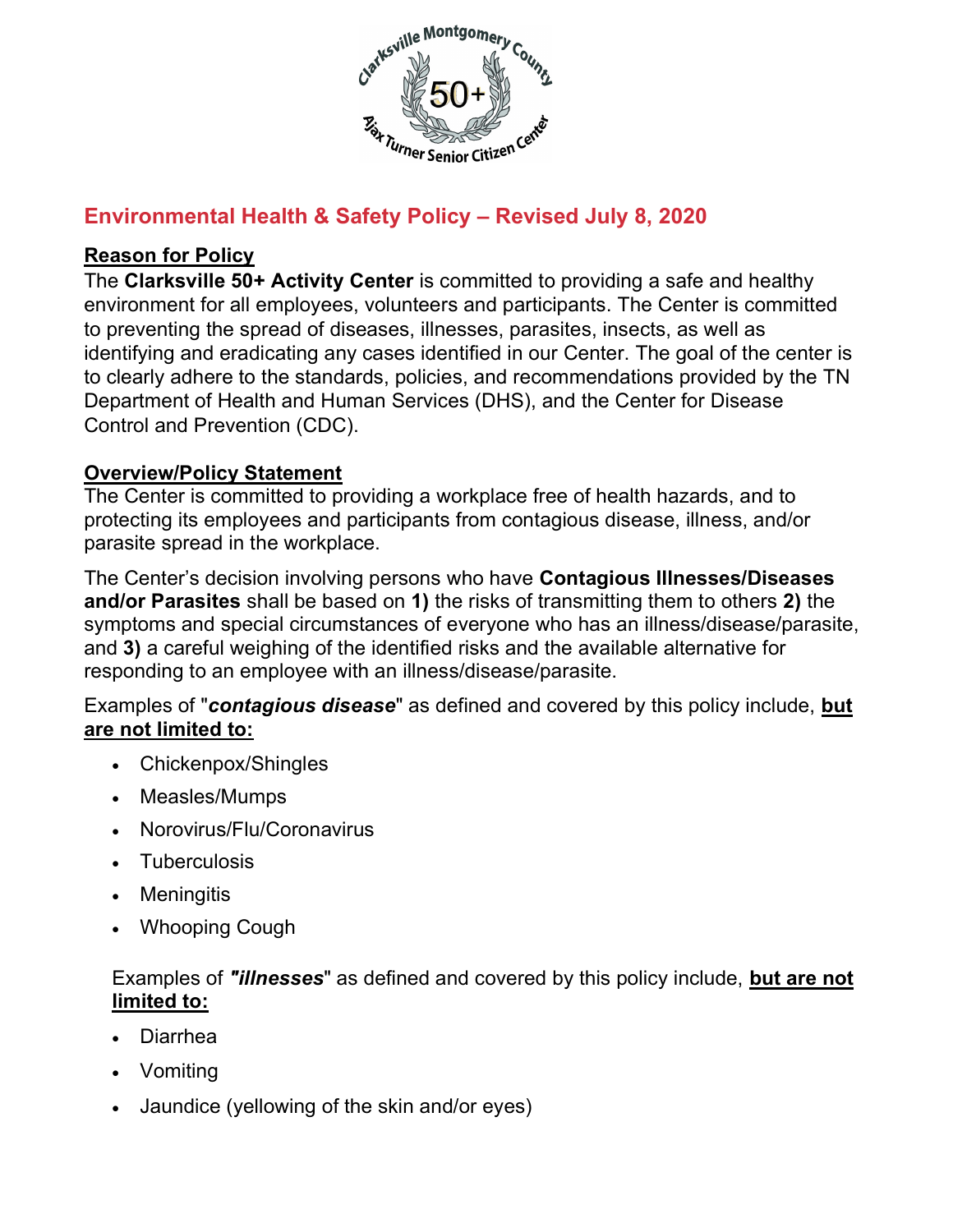# Environmental Health & Safety Policy – Revised July 8, 2020

**Reason for Policy**

The **Clarksville 50+ Activity Center** is committed to providing a safe and healthy environment for all employees, volunteers and participants. The Center is committed to preventing the spread of diseases, illnesses, parasites, insects, as well as identifying and eradicating any cases identified in our Center. The goal of the center is to clearly adhere to the standards, policies, and recommendations provided by the TN Department of Health and Human Services (DHS), and the Center for Disease Control and Prevention (CDC).

**Overview/Policy Statement**

The Center is committed to providing a workplace free of health hazards, and to protecting its employees and participants from contagious disease, illness, and/or parasite spread in the workplace.

The Center's decision involving persons who have **Contagious Illnesses/Diseases and/or Parasites** shall be based on **1)** the risks of transmitting them to others **2)** the symptoms and special circumstances of everyone who has an illness/disease/parasite, and **3)** a careful weighing of the identified risks and the available alternative for responding to an employee with an illness/disease/parasite.

Examples of "***contagious disease***" as defined and covered by this policy include, **but are not limited to:**

- Chickenpox/Shingles
- Measles/Mumps
- Norovirus/Flu/Coronavirus
- Tuberculosis
- Meningitis
- Whooping Cough

Examples of ***"illnesses***" as defined and covered by this policy include, **but are not limited to:**

- Diarrhea
- Vomiting
- Jaundice (yellowing of the skin and/or eyes)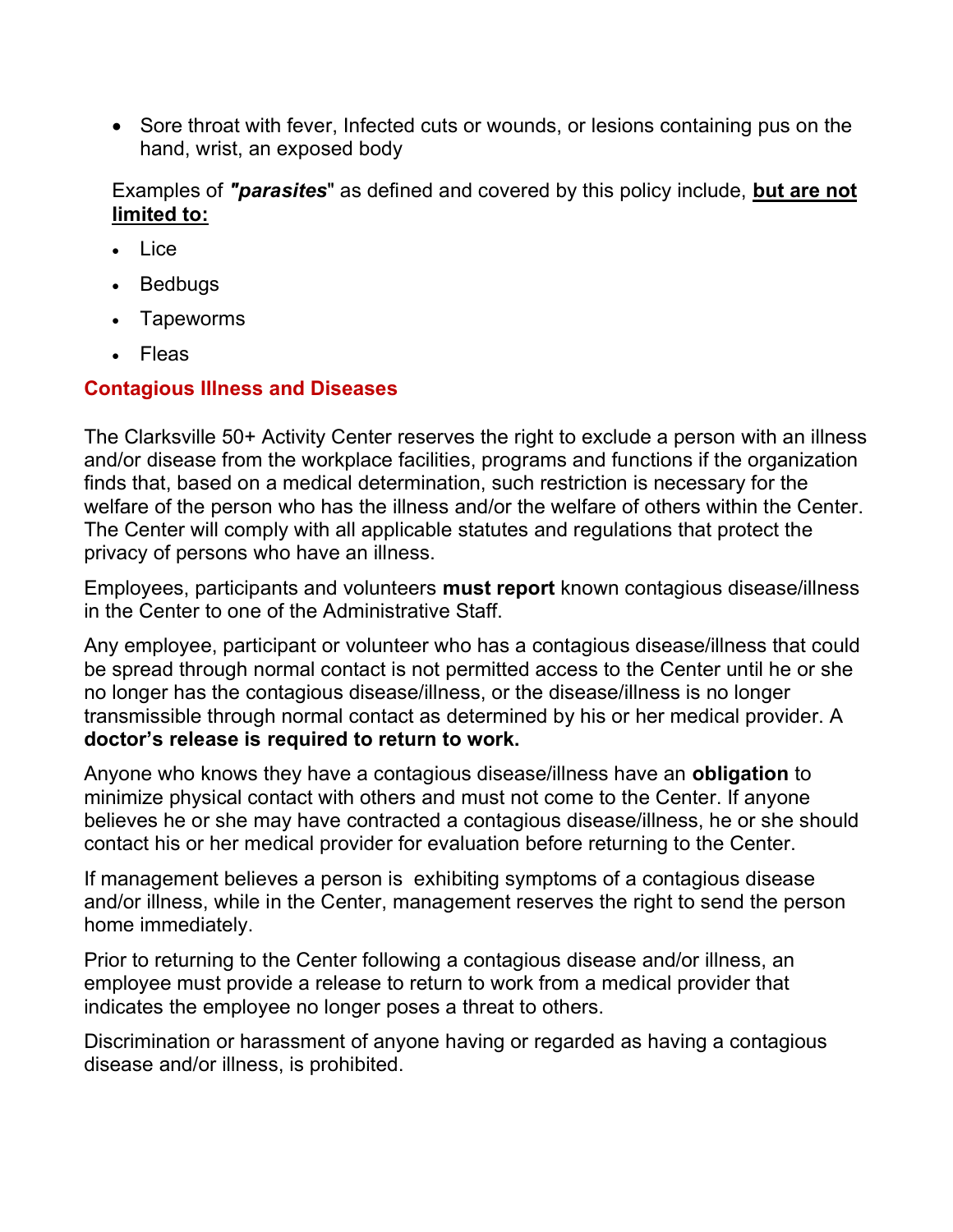- Sore throat with fever, Infected cuts or wounds, or lesions containing pus on the hand, wrist, an exposed body

Examples of ***"parasites***" as defined and covered by this policy include, **<u>but are not limited to:</u>**

- Lice
- Bedbugs
- Tapeworms
- Fleas

## Contagious Illness and Diseases

The Clarksville 50+ Activity Center reserves the right to exclude a person with an illness and/or disease from the workplace facilities, programs and functions if the organization finds that, based on a medical determination, such restriction is necessary for the welfare of the person who has the illness and/or the welfare of others within the Center. The Center will comply with all applicable statutes and regulations that protect the privacy of persons who have an illness.

Employees, participants and volunteers **must report** known contagious disease/illness in the Center to one of the Administrative Staff.

Any employee, participant or volunteer who has a contagious disease/illness that could be spread through normal contact is not permitted access to the Center until he or she no longer has the contagious disease/illness, or the disease/illness is no longer transmissible through normal contact as determined by his or her medical provider. A **doctor's release is required to return to work.**

Anyone who knows they have a contagious disease/illness have an **obligation** to minimize physical contact with others and must not come to the Center. If anyone believes he or she may have contracted a contagious disease/illness, he or she should contact his or her medical provider for evaluation before returning to the Center.

If management believes a person is exhibiting symptoms of a contagious disease and/or illness, while in the Center, management reserves the right to send the person home immediately.

Prior to returning to the Center following a contagious disease and/or illness, an employee must provide a release to return to work from a medical provider that indicates the employee no longer poses a threat to others.

Discrimination or harassment of anyone having or regarded as having a contagious disease and/or illness, is prohibited.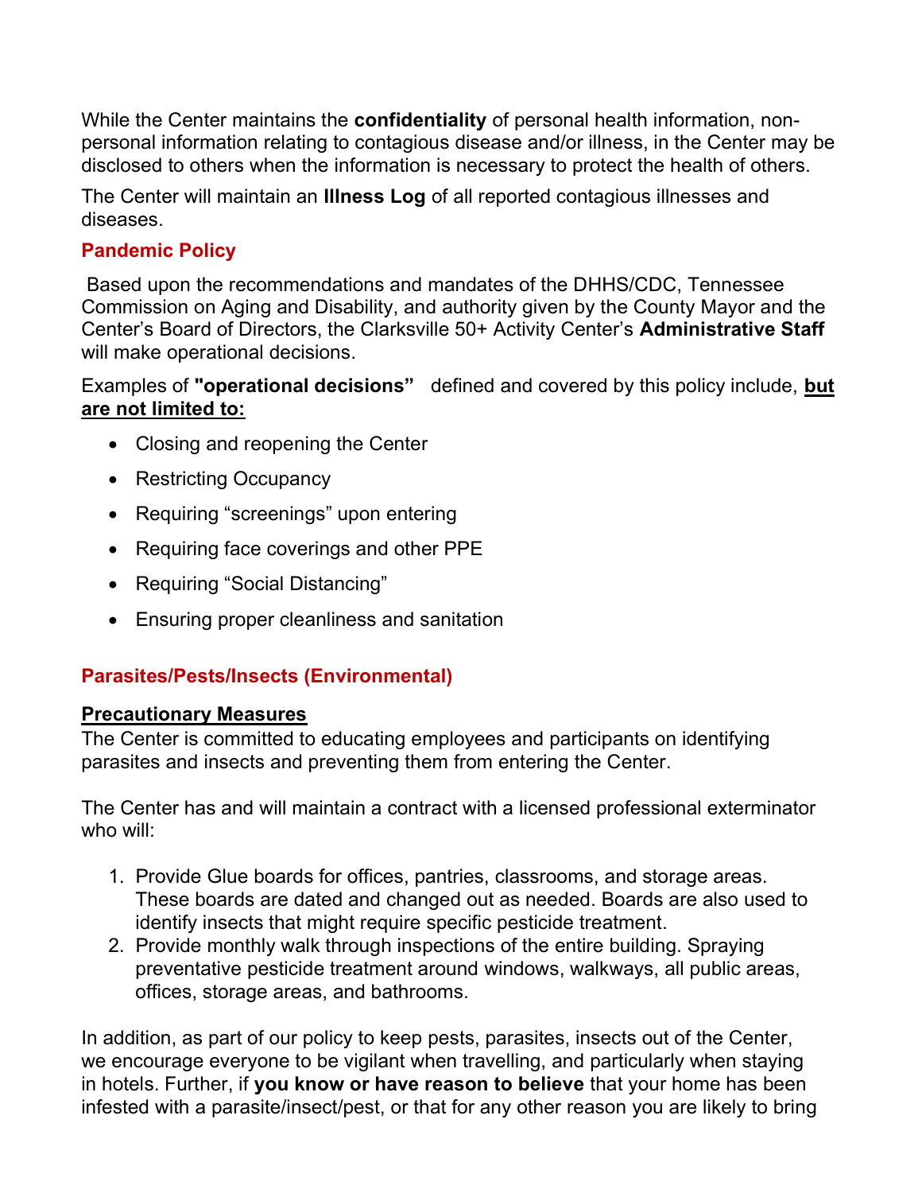While the Center maintains the **confidentiality** of personal health information, non-personal information relating to contagious disease and/or illness, in the Center may be disclosed to others when the information is necessary to protect the health of others.

The Center will maintain an **Illness Log** of all reported contagious illnesses and diseases.

### Pandemic Policy

Based upon the recommendations and mandates of the DHHS/CDC, Tennessee Commission on Aging and Disability, and authority given by the County Mayor and the Center's Board of Directors, the Clarksville 50+ Activity Center's **Administrative Staff** will make operational decisions.

Examples of **"operational decisions"** defined and covered by this policy include, **<u>but are not limited to:</u>**

- Closing and reopening the Center
- Restricting Occupancy
- Requiring "screenings" upon entering
- Requiring face coverings and other PPE
- Requiring "Social Distancing"
- Ensuring proper cleanliness and sanitation

### Parasites/Pests/Insects (Environmental)

**<u>Precautionary Measures</u>**

The Center is committed to educating employees and participants on identifying parasites and insects and preventing them from entering the Center.

The Center has and will maintain a contract with a licensed professional exterminator who will:

1. Provide Glue boards for offices, pantries, classrooms, and storage areas. These boards are dated and changed out as needed. Boards are also used to identify insects that might require specific pesticide treatment.
2. Provide monthly walk through inspections of the entire building. Spraying preventative pesticide treatment around windows, walkways, all public areas, offices, storage areas, and bathrooms.

In addition, as part of our policy to keep pests, parasites, insects out of the Center, we encourage everyone to be vigilant when travelling, and particularly when staying in hotels. Further, if **you know or have reason to believe** that your home has been infested with a parasite/insect/pest, or that for any other reason you are likely to bring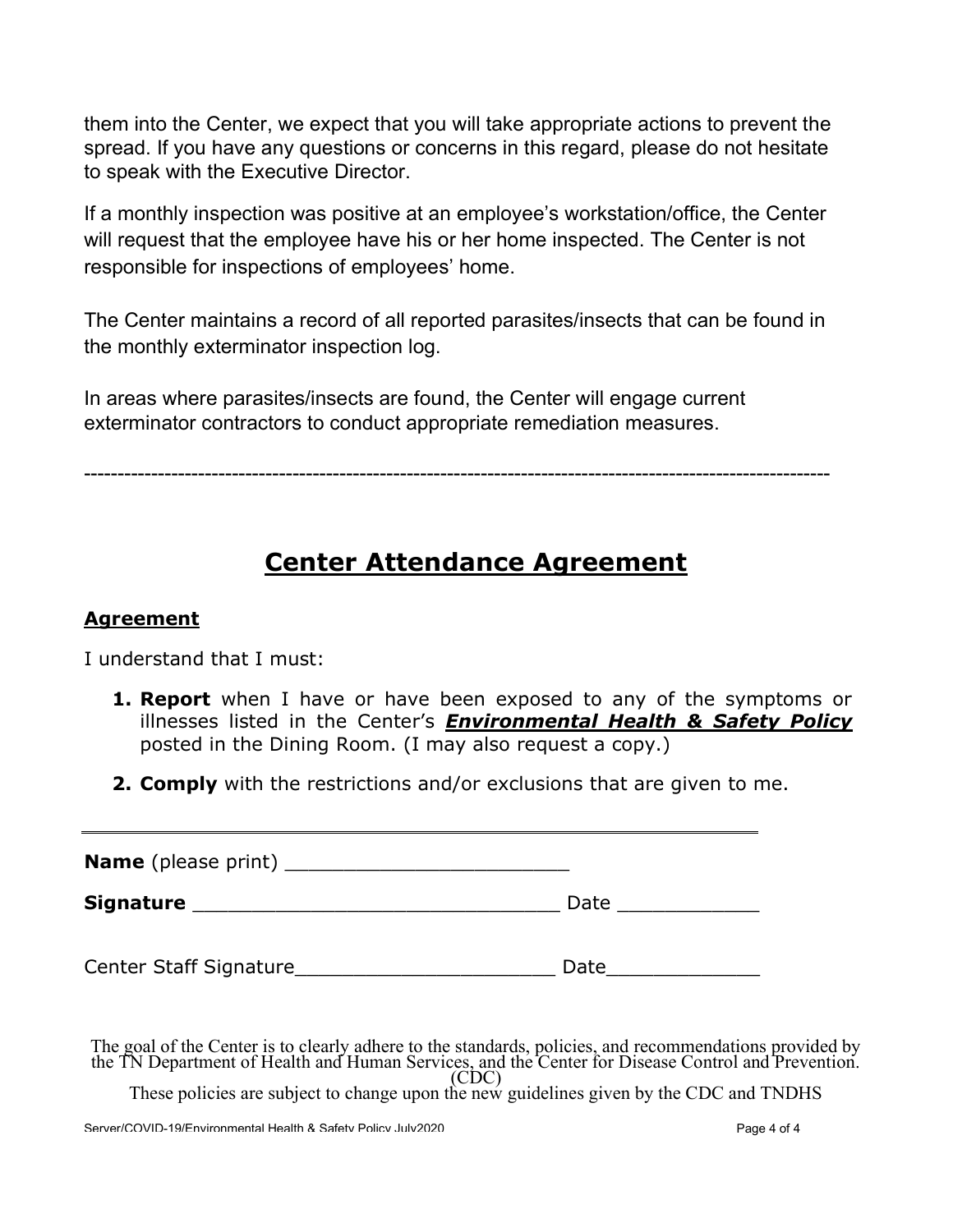them into the Center, we expect that you will take appropriate actions to prevent the spread. If you have any questions or concerns in this regard, please do not hesitate to speak with the Executive Director.

If a monthly inspection was positive at an employee's workstation/office, the Center will request that the employee have his or her home inspected. The Center is not responsible for inspections of employees' home.

The Center maintains a record of all reported parasites/insects that can be found in the monthly exterminator inspection log.

In areas where parasites/insects are found, the Center will engage current exterminator contractors to conduct appropriate remediation measures.

---

# Center Attendance Agreement

## Agreement

I understand that I must:

1. **Report** when I have or have been exposed to any of the symptoms or illnesses listed in the Center's ***Environmental Health & Safety Policy*** posted in the Dining Room. (I may also request a copy.)
2. **Comply** with the restrictions and/or exclusions that are given to me.

---

**Name** (please print) ________________________

**Signature** ______________________________ Date ____________

Center Staff Signature______________________ Date_____________

The goal of the Center is to clearly adhere to the standards, policies, and recommendations provided by the TN Department of Health and Human Services, and the Center for Disease Control and Prevention. (CDC)

These policies are subject to change upon the new guidelines given by the CDC and TNDHS

Server/COVID-19/Environmental Health & Safety Policy July2020